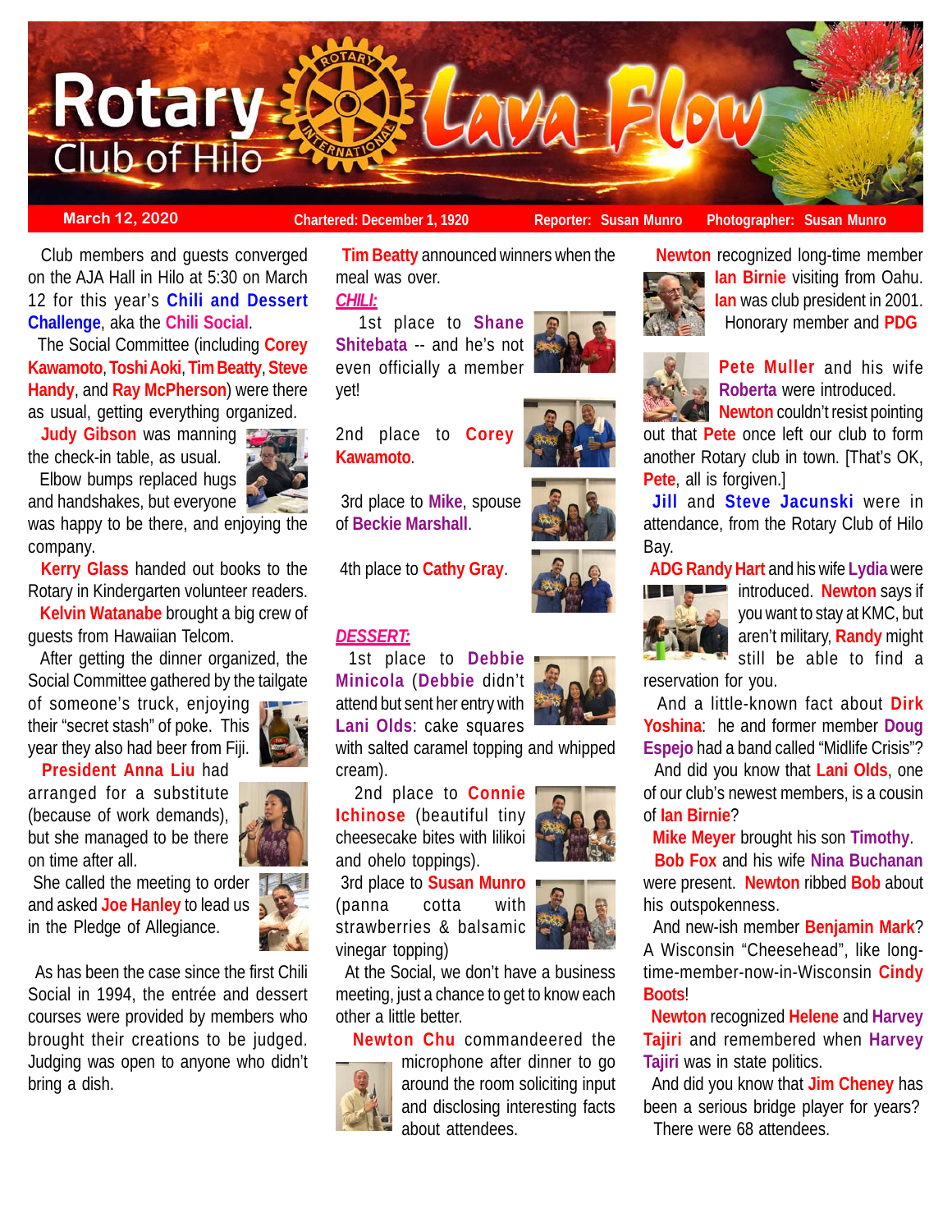# Rotary Club of Hilo Lava Flow

**March 12, 2020** | **Chartered: December 1, 1920** | **Reporter: Susan Munro** | **Photographer: Susan Munro**

Club members and guests converged on the AJA Hall in Hilo at 5:30 on March 12 for this year's **Chili and Dessert Challenge**, aka the **Chili Social**.

The Social Committee (including **Corey Kawamoto**, **Toshi Aoki**, **Tim Beatty**, **Steve Handy**, and **Ray McPherson**) were there as usual, getting everything organized.

**Judy Gibson** was manning the check-in table, as usual.

Elbow bumps replaced hugs and handshakes, but everyone was happy to be there, and enjoying the company.

**Kerry Glass** handed out books to the Rotary in Kindergarten volunteer readers.

**Kelvin Watanabe** brought a big crew of guests from Hawaiian Telcom.

After getting the dinner organized, the Social Committee gathered by the tailgate of someone's truck, enjoying their "secret stash" of poke. This year they also had beer from Fiji.

**President Anna Liu** had arranged for a substitute (because of work demands), but she managed to be there on time after all.

She called the meeting to order and asked **Joe Hanley** to lead us in the Pledge of Allegiance.

As has been the case since the first Chili Social in 1994, the entrée and dessert courses were provided by members who brought their creations to be judged. Judging was open to anyone who didn't bring a dish.

**Tim Beatty** announced winners when the meal was over.

***CHILI:***

1st place to **Shane Shitebata** -- and he's not even officially a member yet!

2nd place to **Corey Kawamoto**.

3rd place to **Mike**, spouse of **Beckie Marshall**.

4th place to **Cathy Gray**.

***DESSERT:***

1st place to **Debbie Minicola** (**Debbie** didn't attend but sent her entry with **Lani Olds**: cake squares with salted caramel topping and whipped cream).

2nd place to **Connie Ichinose** (beautiful tiny cheesecake bites with lilikoi and ohelo toppings).

3rd place to **Susan Munro** (panna cotta with strawberries & balsamic vinegar topping)

At the Social, we don't have a business meeting, just a chance to get to know each other a little better.

**Newton Chu** commandeered the microphone after dinner to go around the room soliciting input and disclosing interesting facts about attendees.

**Newton** recognized long-time member **Ian Birnie** visiting from Oahu. **Ian** was club president in 2001. Honorary member and **PDG**

**Pete Muller** and his wife **Roberta** were introduced. **Newton** couldn't resist pointing out that **Pete** once left our club to form another Rotary club in town. [That's OK, **Pete**, all is forgiven.]

**Jill** and **Steve Jacunski** were in attendance, from the Rotary Club of Hilo Bay.

**ADG Randy Hart** and his wife **Lydia** were introduced. **Newton** says if you want to stay at KMC, but aren't military, **Randy** might still be able to find a reservation for you.

And a little-known fact about **Dirk Yoshina**: he and former member **Doug Espejo** had a band called "Midlife Crisis"?

And did you know that **Lani Olds**, one of our club's newest members, is a cousin of **Ian Birnie**?

**Mike Meyer** brought his son **Timothy**.

**Bob Fox** and his wife **Nina Buchanan** were present. **Newton** ribbed **Bob** about his outspokenness.

And new-ish member **Benjamin Mark**? A Wisconsin "Cheesehead", like long-time-member-now-in-Wisconsin **Cindy Boots**!

**Newton** recognized **Helene** and **Harvey Tajiri** and remembered when **Harvey Tajiri** was in state politics.

And did you know that **Jim Cheney** has been a serious bridge player for years?

There were 68 attendees.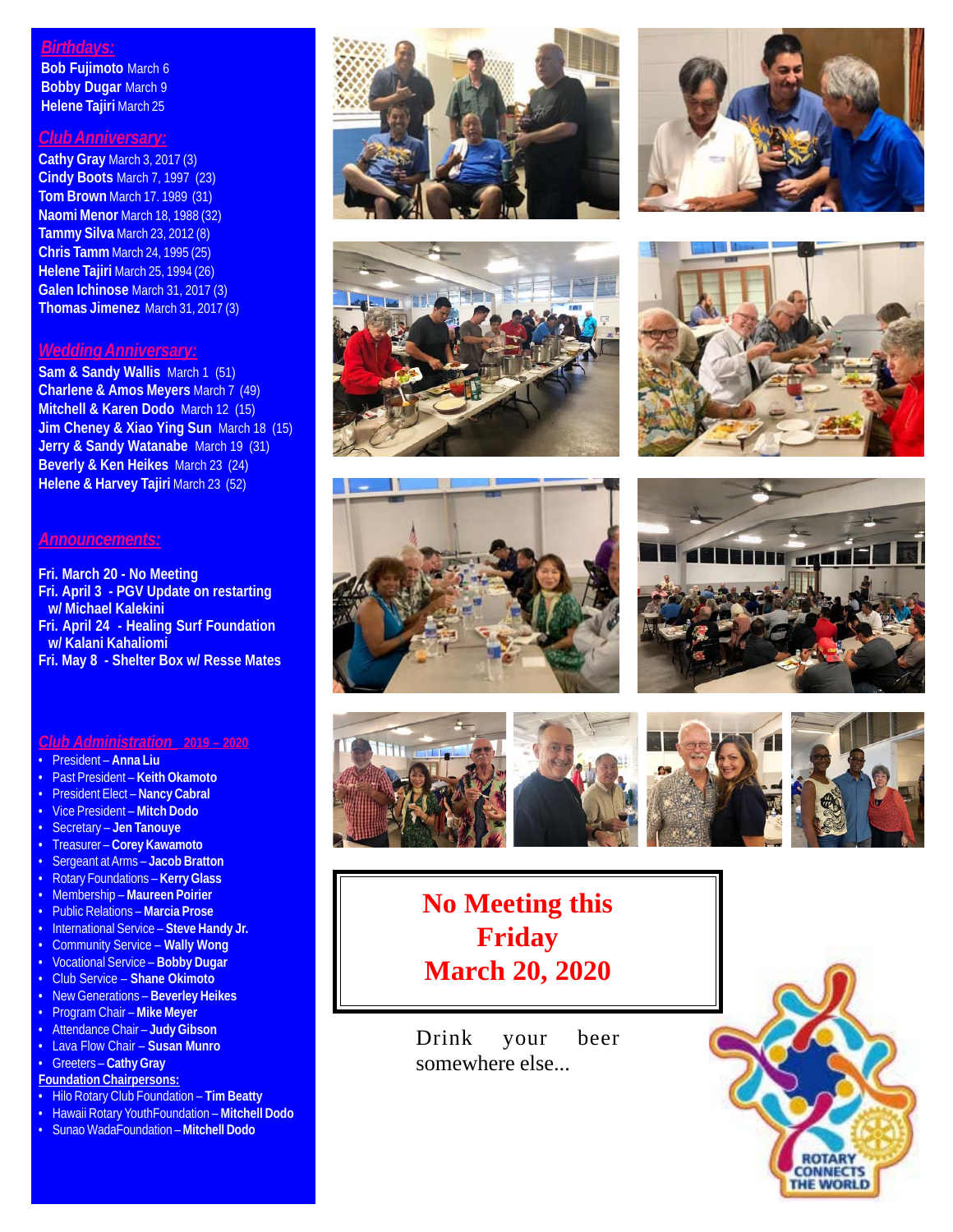## Birthdays:

**Bob Fujimoto** March 6
**Bobby Dugar** March 9
**Helene Tajiri** March 25

## Club Anniversary:

**Cathy Gray** March 3, 2017 (3)
**Cindy Boots** March 7, 1997 (23)
**Tom Brown** March 17. 1989 (31)
**Naomi Menor** March 18, 1988 (32)
**Tammy Silva** March 23, 2012 (8)
**Chris Tamm** March 24, 1995 (25)
**Helene Tajiri** March 25, 1994 (26)
**Galen Ichinose** March 31, 2017 (3)
**Thomas Jimenez** March 31, 2017 (3)

## Wedding Anniversary:

**Sam & Sandy Wallis** March 1 (51)
**Charlene & Amos Meyers** March 7 (49)
**Mitchell & Karen Dodo** March 12 (15)
**Jim Cheney & Xiao Ying Sun** March 18 (15)
**Jerry & Sandy Watanabe** March 19 (31)
**Beverly & Ken Heikes** March 23 (24)
**Helene & Harvey Tajiri** March 23 (52)

## Announcements:

**Fri. March 20 - No Meeting**
**Fri. April 3 - PGV Update on restarting w/ Michael Kalekini**
**Fri. April 24 - Healing Surf Foundation w/ Kalani Kahaliomi**
**Fri. May 8 - Shelter Box w/ Resse Mates**

## Club Administration 2019 – 2020

- President – **Anna Liu**
- Past President – **Keith Okamoto**
- President Elect – **Nancy Cabral**
- Vice President – **Mitch Dodo**
- Secretary – **Jen Tanouye**
- Treasurer – **Corey Kawamoto**
- Sergeant at Arms – **Jacob Bratton**
- Rotary Foundations – **Kerry Glass**
- Membership – **Maureen Poirier**
- Public Relations – **Marcia Prose**
- International Service – **Steve Handy Jr.**
- Community Service – **Wally Wong**
- Vocational Service – **Bobby Dugar**
- Club Service – **Shane Okimoto**
- New Generations – **Beverley Heikes**
- Program Chair – **Mike Meyer**
- Attendance Chair – **Judy Gibson**
- Lava Flow Chair – **Susan Munro**
- Greeters – **Cathy Gray**

**Foundation Chairpersons:**

- Hilo Rotary Club Foundation – **Tim Beatty**
- Hawaii Rotary YouthFoundation – **Mitchell Dodo**
- Sunao WadaFoundation – **Mitchell Dodo**

**No Meeting this Friday March 20, 2020**

Drink your beer somewhere else...

ROTARY CONNECTS THE WORLD